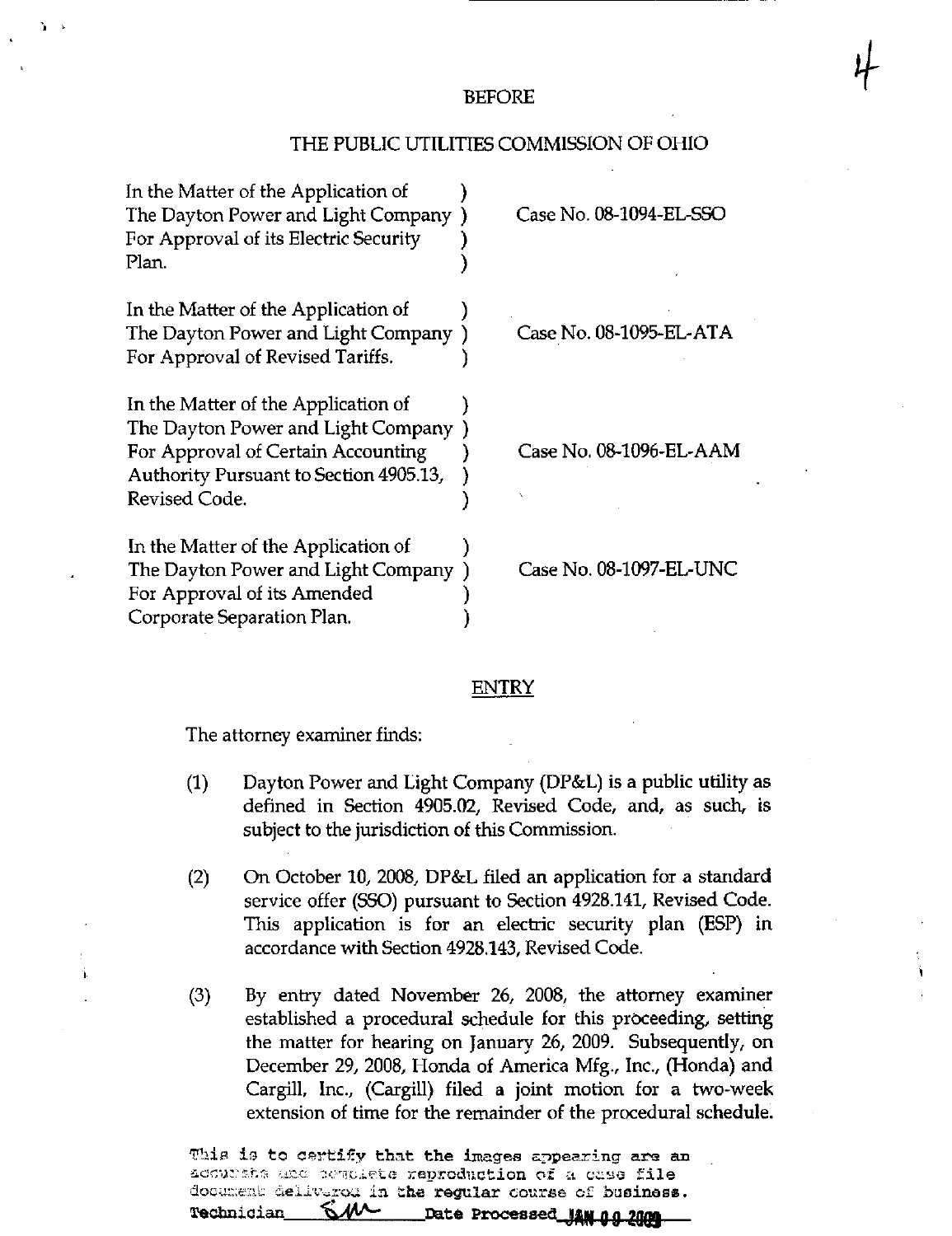BEFORE

THE PUBLIC UTILITIES COMMISSION OF OHIO

| | |
|---|---|
| In the Matter of the Application of The Dayton Power and Light Company For Approval of its Electric Security Plan. | Case No. 08-1094-EL-SSO |
| In the Matter of the Application of The Dayton Power and Light Company For Approval of Revised Tariffs. | Case No. 08-1095-EL-ATA |
| In the Matter of the Application of The Dayton Power and Light Company For Approval of Certain Accounting Authority Pursuant to Section 4905.13, Revised Code. | Case No. 08-1096-EL-AAM |
| In the Matter of the Application of The Dayton Power and Light Company For Approval of its Amended Corporate Separation Plan. | Case No. 08-1097-EL-UNC |

## ENTRY

The attorney examiner finds:

(1) Dayton Power and Light Company (DP&L) is a public utility as defined in Section 4905.02, Revised Code, and, as such, is subject to the jurisdiction of this Commission.

(2) On October 10, 2008, DP&L filed an application for a standard service offer (SSO) pursuant to Section 4928.141, Revised Code. This application is for an electric security plan (ESP) in accordance with Section 4928.143, Revised Code.

(3) By entry dated November 26, 2008, the attorney examiner established a procedural schedule for this proceeding, setting the matter for hearing on January 26, 2009. Subsequently, on December 29, 2008, Honda of America Mfg., Inc., (Honda) and Cargill, Inc., (Cargill) filed a joint motion for a two-week extension of time for the remainder of the procedural schedule.

This is to certify that the images appearing are an accurate and complete reproduction of a case file document delivered in the regular course of business. Technician SM Date Processed JAN 09 2009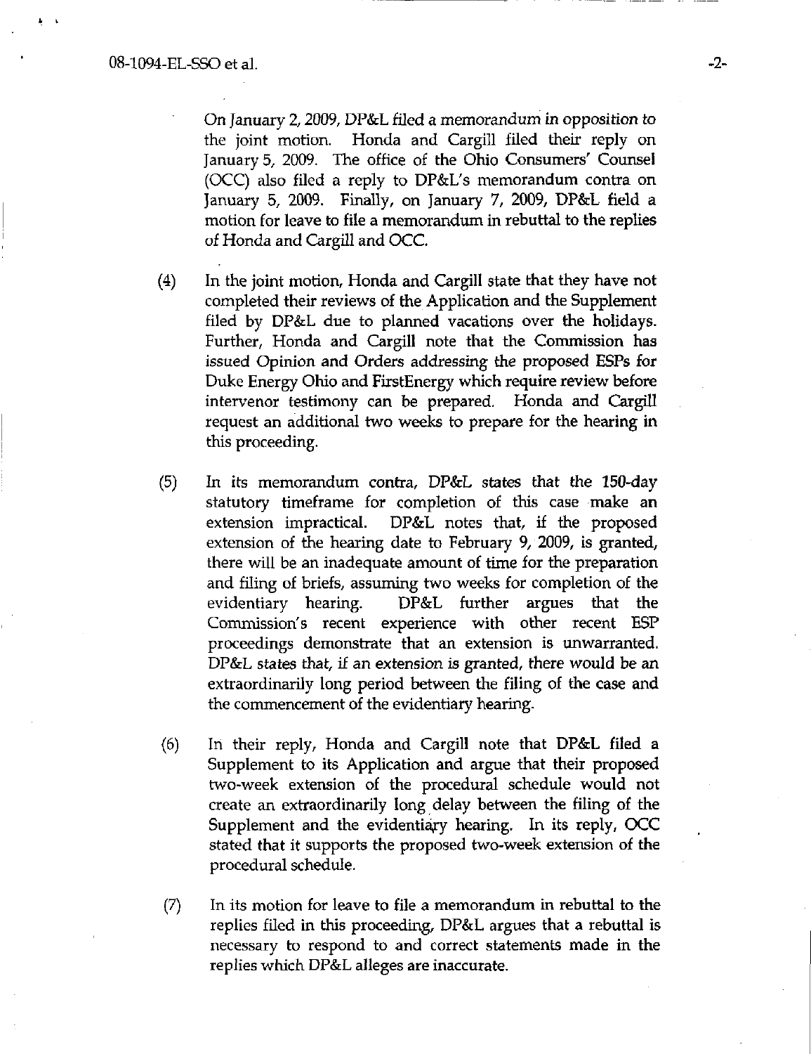On January 2, 2009, DP&L filed a memorandum in opposition to the joint motion. Honda and Cargill filed their reply on January 5, 2009. The office of the Ohio Consumers' Counsel (OCC) also filed a reply to DP&L's memorandum contra on January 5, 2009. Finally, on January 7, 2009, DP&L field a motion for leave to file a memorandum in rebuttal to the replies of Honda and Cargill and OCC.

(4) In the joint motion, Honda and Cargill state that they have not completed their reviews of the Application and the Supplement filed by DP&L due to planned vacations over the holidays. Further, Honda and Cargill note that the Commission has issued Opinion and Orders addressing the proposed ESPs for Duke Energy Ohio and FirstEnergy which require review before intervenor testimony can be prepared. Honda and Cargill request an additional two weeks to prepare for the hearing in this proceeding.

(5) In its memorandum contra, DP&L states that the 150-day statutory timeframe for completion of this case make an extension impractical. DP&L notes that, if the proposed extension of the hearing date to February 9, 2009, is granted, there will be an inadequate amount of time for the preparation and filing of briefs, assuming two weeks for completion of the evidentiary hearing. DP&L further argues that the Commission's recent experience with other recent ESP proceedings demonstrate that an extension is unwarranted. DP&L states that, if an extension is granted, there would be an extraordinarily long period between the filing of the case and the commencement of the evidentiary hearing.

(6) In their reply, Honda and Cargill note that DP&L filed a Supplement to its Application and argue that their proposed two-week extension of the procedural schedule would not create an extraordinarily long delay between the filing of the Supplement and the evidentiary hearing. In its reply, OCC stated that it supports the proposed two-week extension of the procedural schedule.

(7) In its motion for leave to file a memorandum in rebuttal to the replies filed in this proceeding, DP&L argues that a rebuttal is necessary to respond to and correct statements made in the replies which DP&L alleges are inaccurate.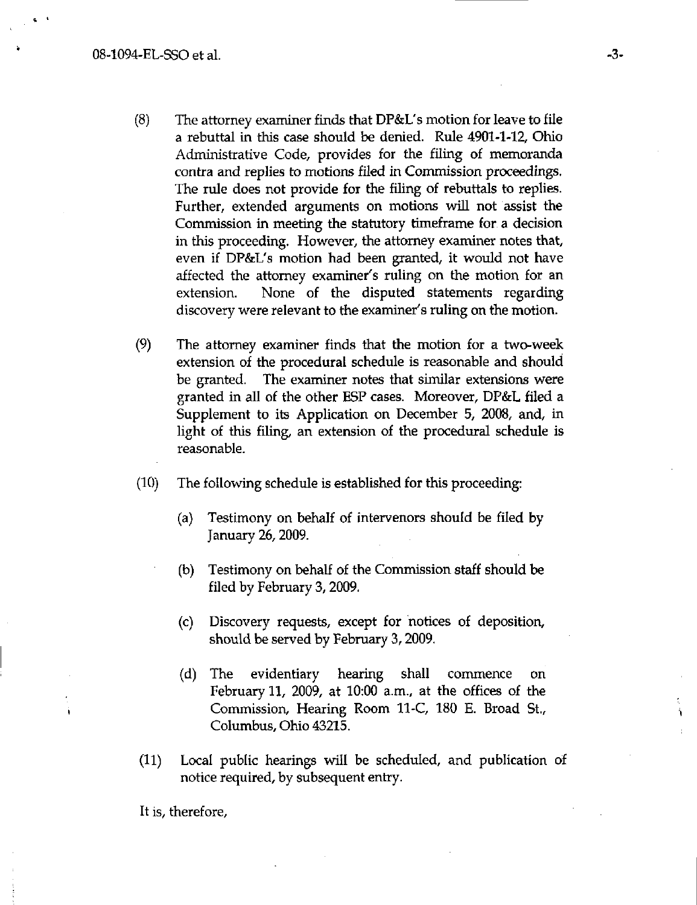(8) The attorney examiner finds that DP&L's motion for leave to file a rebuttal in this case should be denied. Rule 4901-1-12, Ohio Administrative Code, provides for the filing of memoranda contra and replies to motions filed in Commission proceedings. The rule does not provide for the filing of rebuttals to replies. Further, extended arguments on motions will not assist the Commission in meeting the statutory timeframe for a decision in this proceeding. However, the attorney examiner notes that, even if DP&L's motion had been granted, it would not have affected the attorney examiner's ruling on the motion for an extension. None of the disputed statements regarding discovery were relevant to the examiner's ruling on the motion.

(9) The attorney examiner finds that the motion for a two-week extension of the procedural schedule is reasonable and should be granted. The examiner notes that similar extensions were granted in all of the other ESP cases. Moreover, DP&L filed a Supplement to its Application on December 5, 2008, and, in light of this filing, an extension of the procedural schedule is reasonable.

(10) The following schedule is established for this proceeding:

   (a) Testimony on behalf of intervenors should be filed by January 26, 2009.

   (b) Testimony on behalf of the Commission staff should be filed by February 3, 2009.

   (c) Discovery requests, except for notices of deposition, should be served by February 3, 2009.

   (d) The evidentiary hearing shall commence on February 11, 2009, at 10:00 a.m., at the offices of the Commission, Hearing Room 11-C, 180 E. Broad St., Columbus, Ohio 43215.

(11) Local public hearings will be scheduled, and publication of notice required, by subsequent entry.

It is, therefore,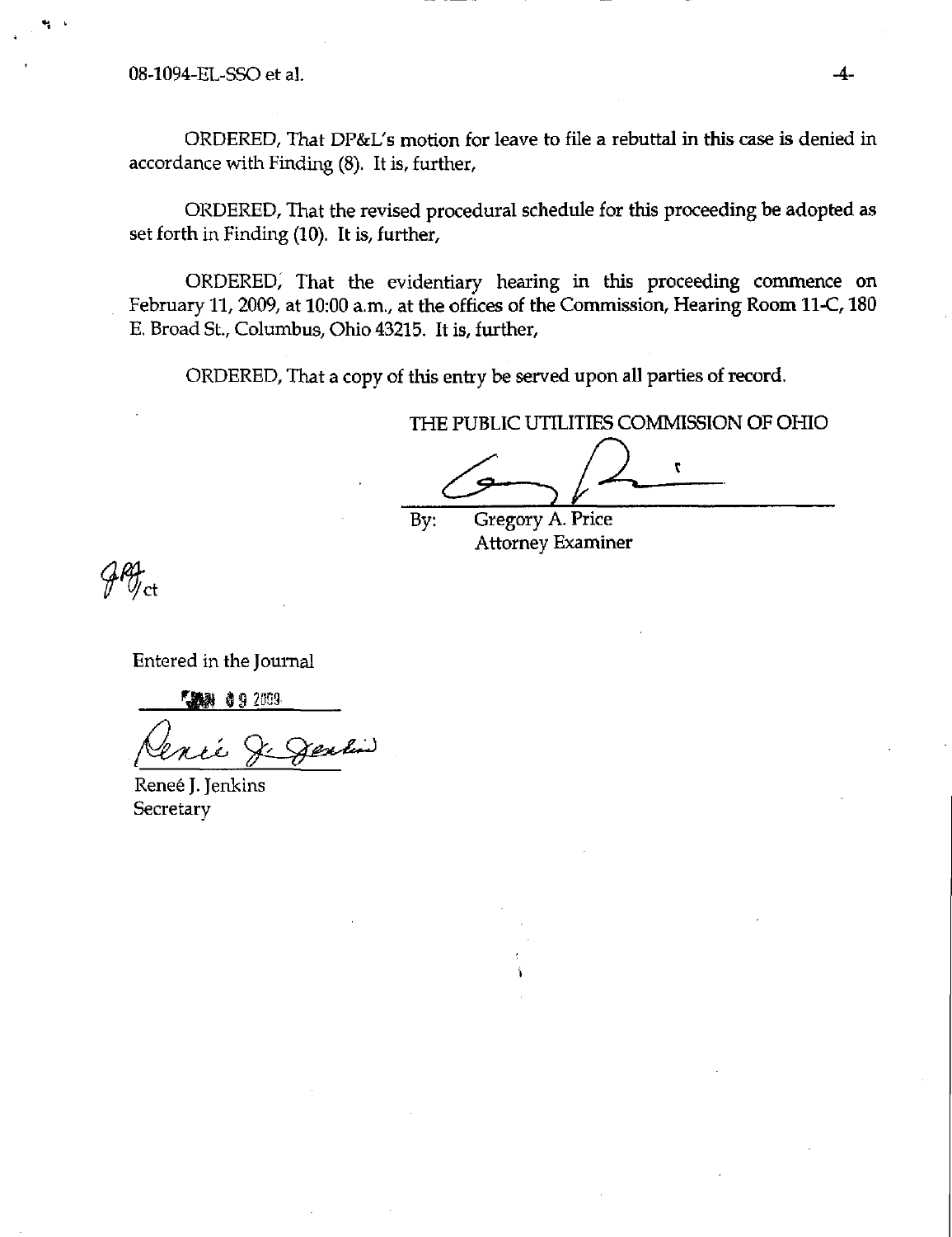ORDERED, That DP&L's motion for leave to file a rebuttal in this case is denied in accordance with Finding (8). It is, further,

ORDERED, That the revised procedural schedule for this proceeding be adopted as set forth in Finding (10). It is, further,

ORDERED, That the evidentiary hearing in this proceeding commence on February 11, 2009, at 10:00 a.m., at the offices of the Commission, Hearing Room 11-C, 180 E. Broad St., Columbus, Ohio 43215. It is, further,

ORDERED, That a copy of this entry be served upon all parties of record.

THE PUBLIC UTILITIES COMMISSION OF OHIO

By: Gregory A. Price
Attorney Examiner

GAP/ct

Entered in the Journal

JAN 09 2009

Reneé J. Jenkins
Secretary